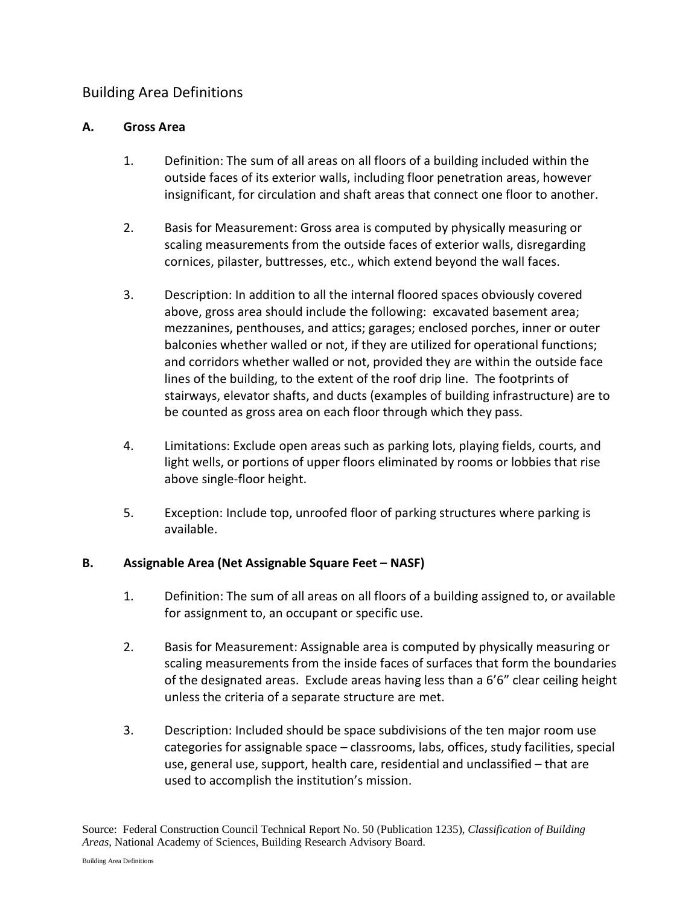# Building Area Definitions

## A. Gross Area

1. Definition: The sum of all areas on all floors of a building included within the outside faces of its exterior walls, including floor penetration areas, however insignificant, for circulation and shaft areas that connect one floor to another.

2. Basis for Measurement: Gross area is computed by physically measuring or scaling measurements from the outside faces of exterior walls, disregarding cornices, pilaster, buttresses, etc., which extend beyond the wall faces.

3. Description: In addition to all the internal floored spaces obviously covered above, gross area should include the following: excavated basement area; mezzanines, penthouses, and attics; garages; enclosed porches, inner or outer balconies whether walled or not, if they are utilized for operational functions; and corridors whether walled or not, provided they are within the outside face lines of the building, to the extent of the roof drip line. The footprints of stairways, elevator shafts, and ducts (examples of building infrastructure) are to be counted as gross area on each floor through which they pass.

4. Limitations: Exclude open areas such as parking lots, playing fields, courts, and light wells, or portions of upper floors eliminated by rooms or lobbies that rise above single-floor height.

5. Exception: Include top, unroofed floor of parking structures where parking is available.

## B. Assignable Area (Net Assignable Square Feet – NASF)

1. Definition: The sum of all areas on all floors of a building assigned to, or available for assignment to, an occupant or specific use.

2. Basis for Measurement: Assignable area is computed by physically measuring or scaling measurements from the inside faces of surfaces that form the boundaries of the designated areas. Exclude areas having less than a 6'6" clear ceiling height unless the criteria of a separate structure are met.

3. Description: Included should be space subdivisions of the ten major room use categories for assignable space – classrooms, labs, offices, study facilities, special use, general use, support, health care, residential and unclassified – that are used to accomplish the institution's mission.

Source: Federal Construction Council Technical Report No. 50 (Publication 1235), *Classification of Building Areas*, National Academy of Sciences, Building Research Advisory Board.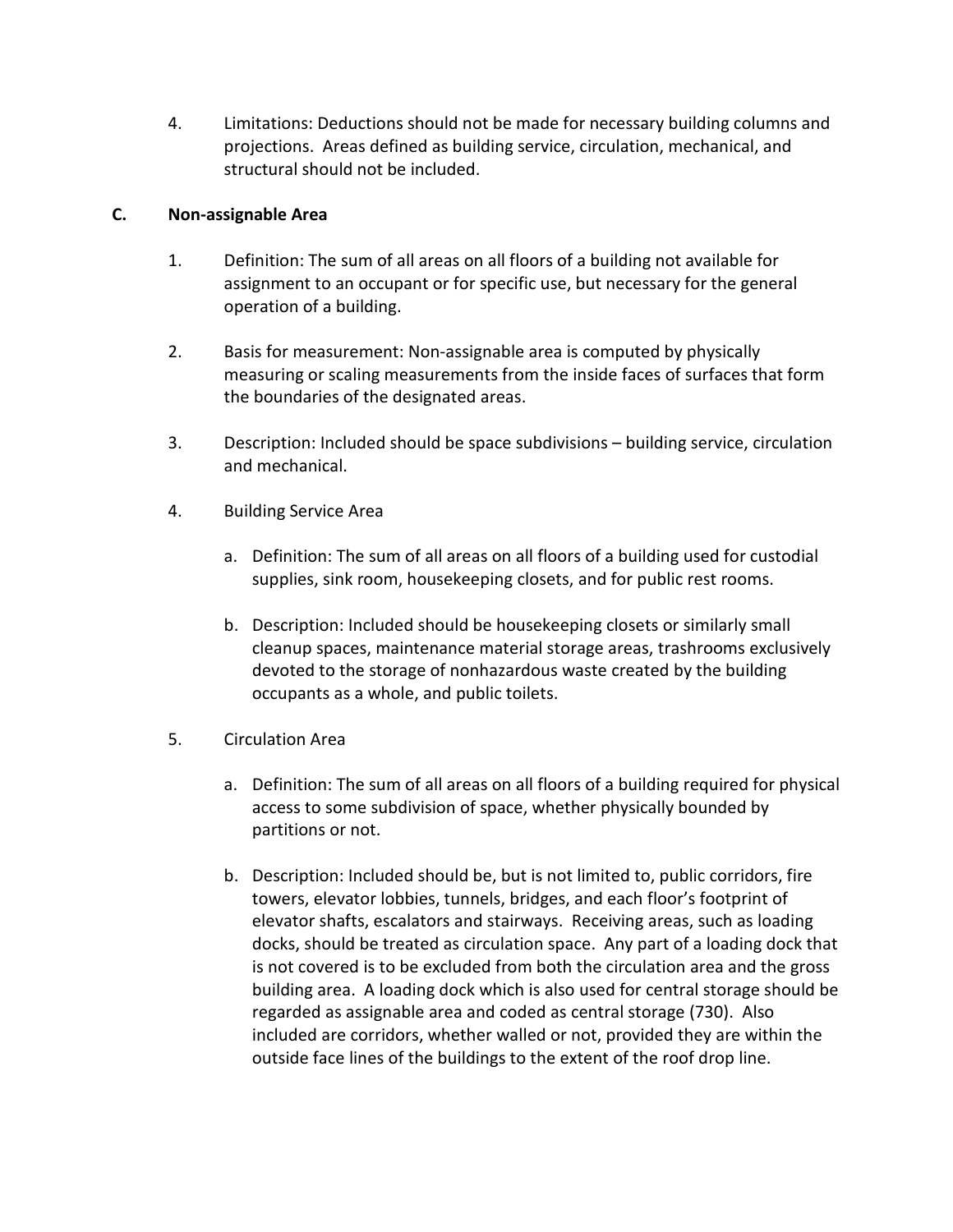4. Limitations: Deductions should not be made for necessary building columns and projections. Areas defined as building service, circulation, mechanical, and structural should not be included.

### C. Non-assignable Area

1. Definition: The sum of all areas on all floors of a building not available for assignment to an occupant or for specific use, but necessary for the general operation of a building.

2. Basis for measurement: Non-assignable area is computed by physically measuring or scaling measurements from the inside faces of surfaces that form the boundaries of the designated areas.

3. Description: Included should be space subdivisions – building service, circulation and mechanical.

4. Building Service Area

   a. Definition: The sum of all areas on all floors of a building used for custodial supplies, sink room, housekeeping closets, and for public rest rooms.

   b. Description: Included should be housekeeping closets or similarly small cleanup spaces, maintenance material storage areas, trashrooms exclusively devoted to the storage of nonhazardous waste created by the building occupants as a whole, and public toilets.

5. Circulation Area

   a. Definition: The sum of all areas on all floors of a building required for physical access to some subdivision of space, whether physically bounded by partitions or not.

   b. Description: Included should be, but is not limited to, public corridors, fire towers, elevator lobbies, tunnels, bridges, and each floor's footprint of elevator shafts, escalators and stairways. Receiving areas, such as loading docks, should be treated as circulation space. Any part of a loading dock that is not covered is to be excluded from both the circulation area and the gross building area. A loading dock which is also used for central storage should be regarded as assignable area and coded as central storage (730). Also included are corridors, whether walled or not, provided they are within the outside face lines of the buildings to the extent of the roof drop line.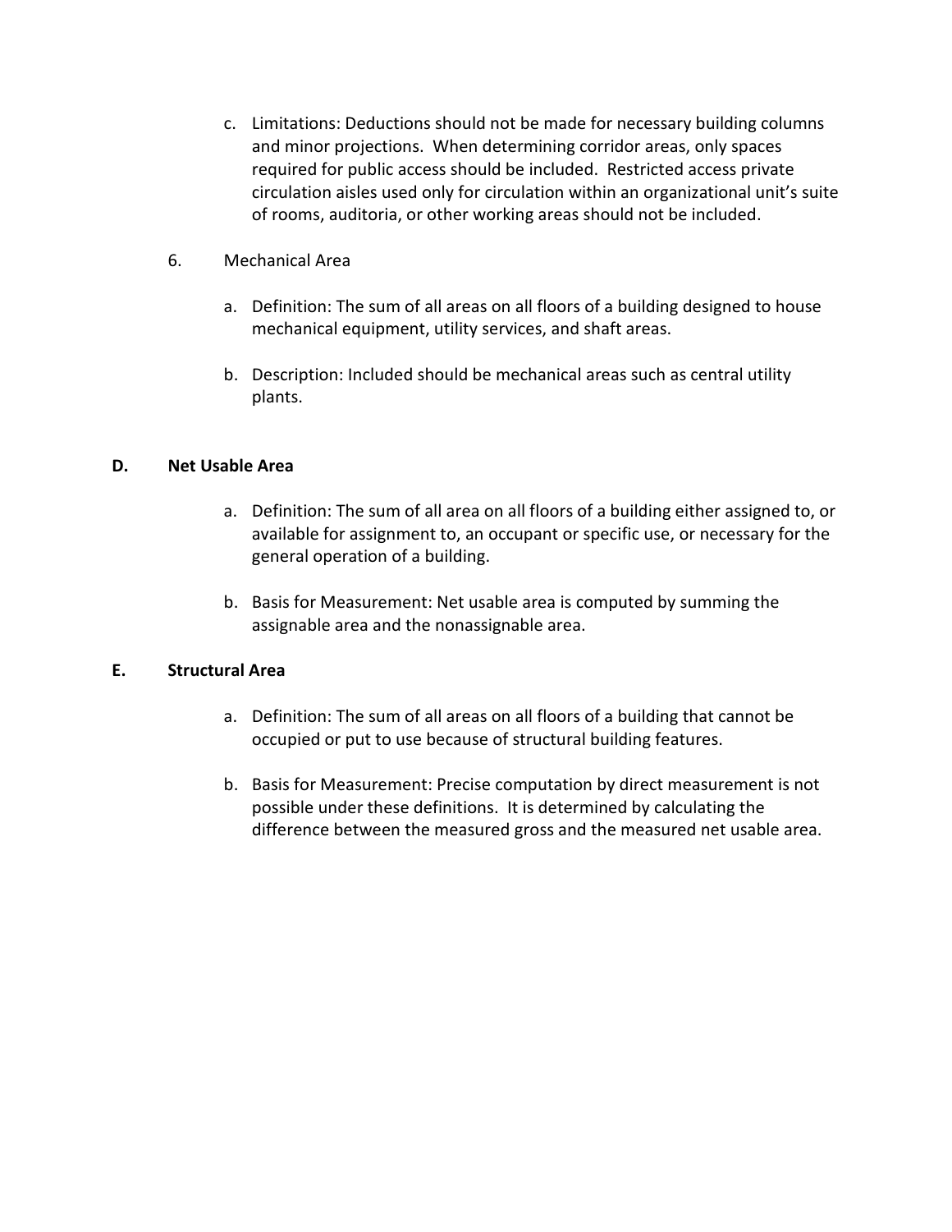c. Limitations: Deductions should not be made for necessary building columns and minor projections. When determining corridor areas, only spaces required for public access should be included. Restricted access private circulation aisles used only for circulation within an organizational unit's suite of rooms, auditoria, or other working areas should not be included.

6. Mechanical Area

a. Definition: The sum of all areas on all floors of a building designed to house mechanical equipment, utility services, and shaft areas.

b. Description: Included should be mechanical areas such as central utility plants.

## D. Net Usable Area

a. Definition: The sum of all area on all floors of a building either assigned to, or available for assignment to, an occupant or specific use, or necessary for the general operation of a building.

b. Basis for Measurement: Net usable area is computed by summing the assignable area and the nonassignable area.

## E. Structural Area

a. Definition: The sum of all areas on all floors of a building that cannot be occupied or put to use because of structural building features.

b. Basis for Measurement: Precise computation by direct measurement is not possible under these definitions. It is determined by calculating the difference between the measured gross and the measured net usable area.